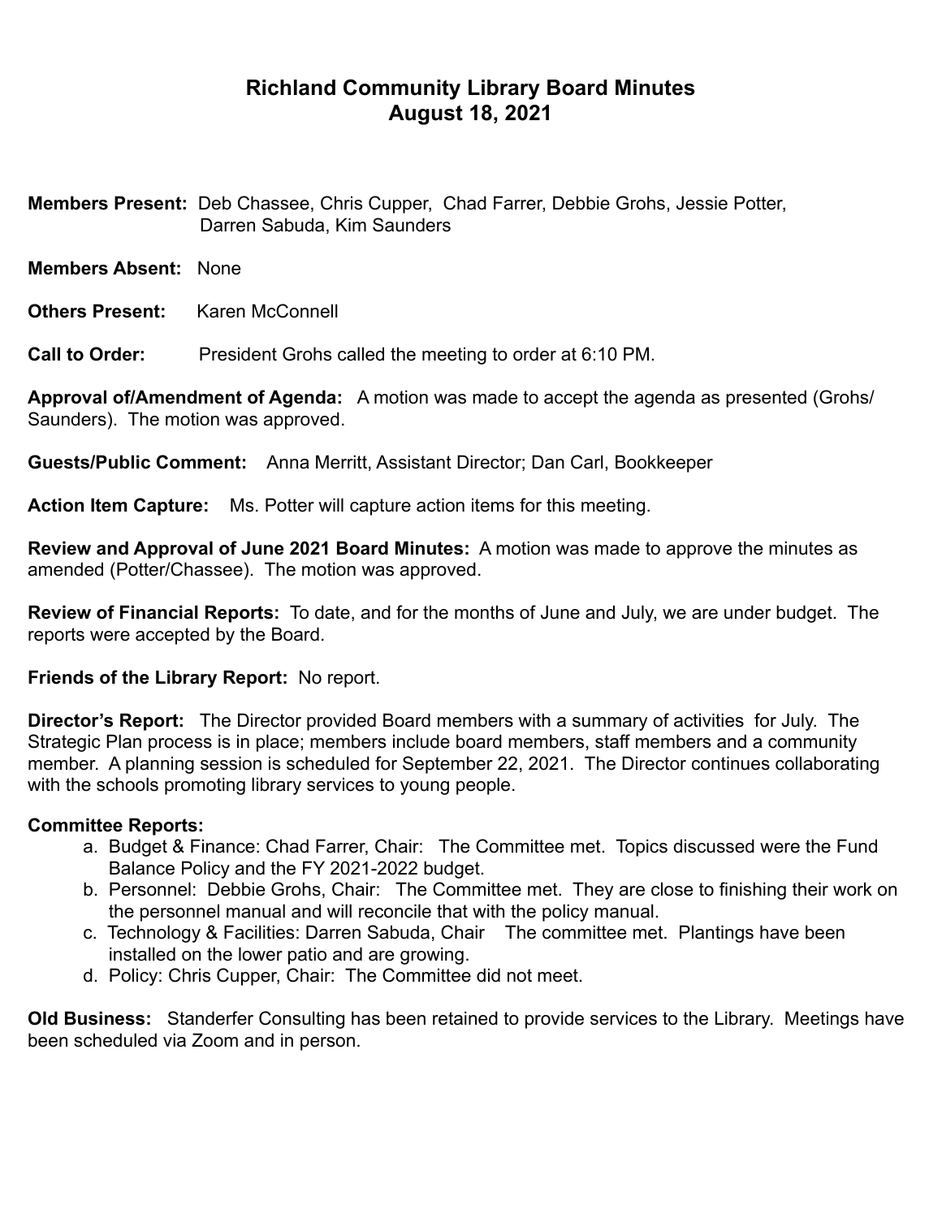# Richland Community Library Board Minutes
## August 18, 2021

**Members Present:** Deb Chassee, Chris Cupper, Chad Farrer, Debbie Grohs, Jessie Potter, Darren Sabuda, Kim Saunders

**Members Absent:** None

**Others Present:** Karen McConnell

**Call to Order:** President Grohs called the meeting to order at 6:10 PM.

**Approval of/Amendment of Agenda:** A motion was made to accept the agenda as presented (Grohs/ Saunders). The motion was approved.

**Guests/Public Comment:** Anna Merritt, Assistant Director; Dan Carl, Bookkeeper

**Action Item Capture:** Ms. Potter will capture action items for this meeting.

**Review and Approval of June 2021 Board Minutes:** A motion was made to approve the minutes as amended (Potter/Chassee). The motion was approved.

**Review of Financial Reports:** To date, and for the months of June and July, we are under budget. The reports were accepted by the Board.

**Friends of the Library Report:** No report.

**Director's Report:** The Director provided Board members with a summary of activities for July. The Strategic Plan process is in place; members include board members, staff members and a community member. A planning session is scheduled for September 22, 2021. The Director continues collaborating with the schools promoting library services to young people.

**Committee Reports:**

a. Budget & Finance: Chad Farrer, Chair: The Committee met. Topics discussed were the Fund Balance Policy and the FY 2021-2022 budget.
b. Personnel: Debbie Grohs, Chair: The Committee met. They are close to finishing their work on the personnel manual and will reconcile that with the policy manual.
c. Technology & Facilities: Darren Sabuda, Chair The committee met. Plantings have been installed on the lower patio and are growing.
d. Policy: Chris Cupper, Chair: The Committee did not meet.

**Old Business:** Standerfer Consulting has been retained to provide services to the Library. Meetings have been scheduled via Zoom and in person.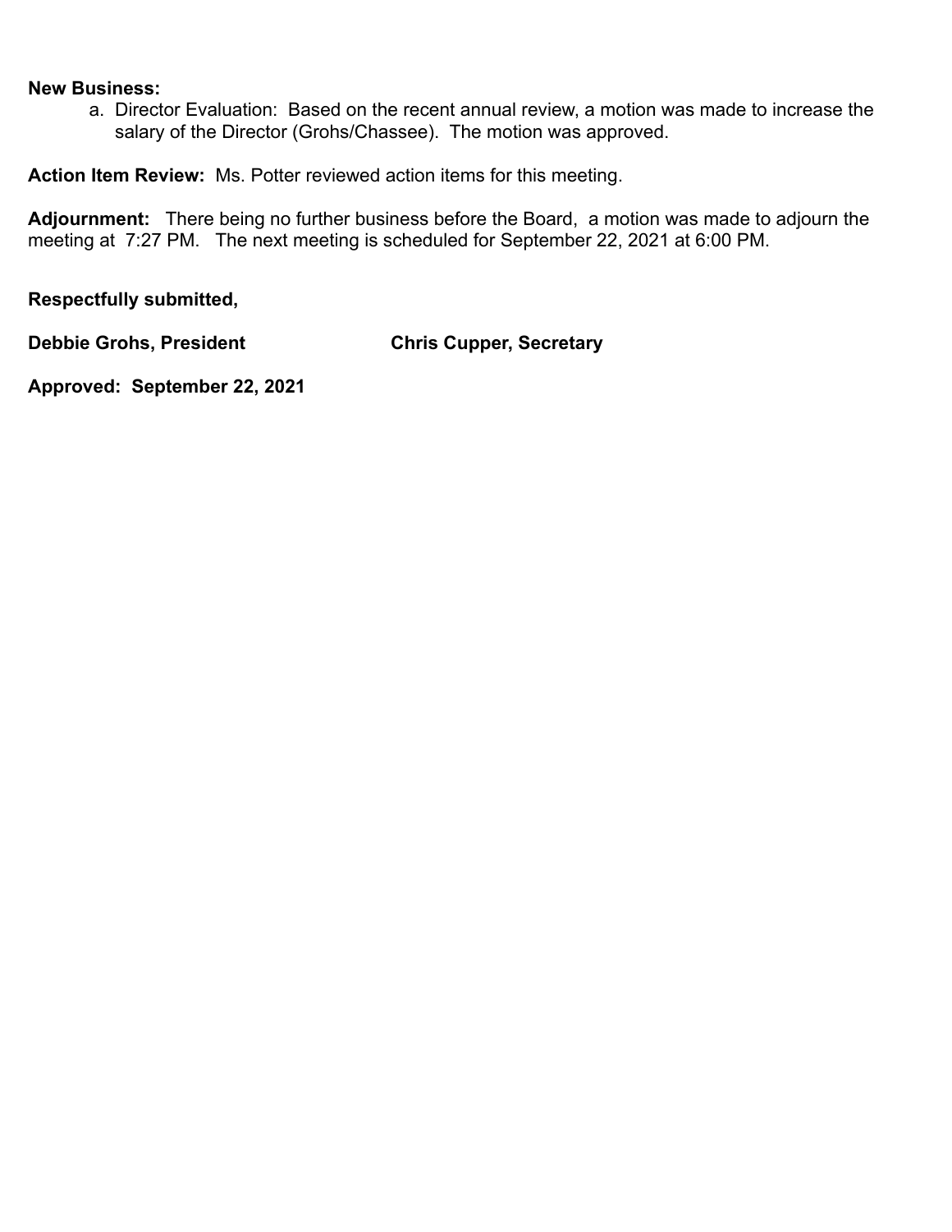**New Business:**

a. Director Evaluation: Based on the recent annual review, a motion was made to increase the salary of the Director (Grohs/Chassee). The motion was approved.

**Action Item Review:** Ms. Potter reviewed action items for this meeting.

**Adjournment:** There being no further business before the Board, a motion was made to adjourn the meeting at 7:27 PM. The next meeting is scheduled for September 22, 2021 at 6:00 PM.

**Respectfully submitted,**

**Debbie Grohs, President** **Chris Cupper, Secretary**

**Approved: September 22, 2021**